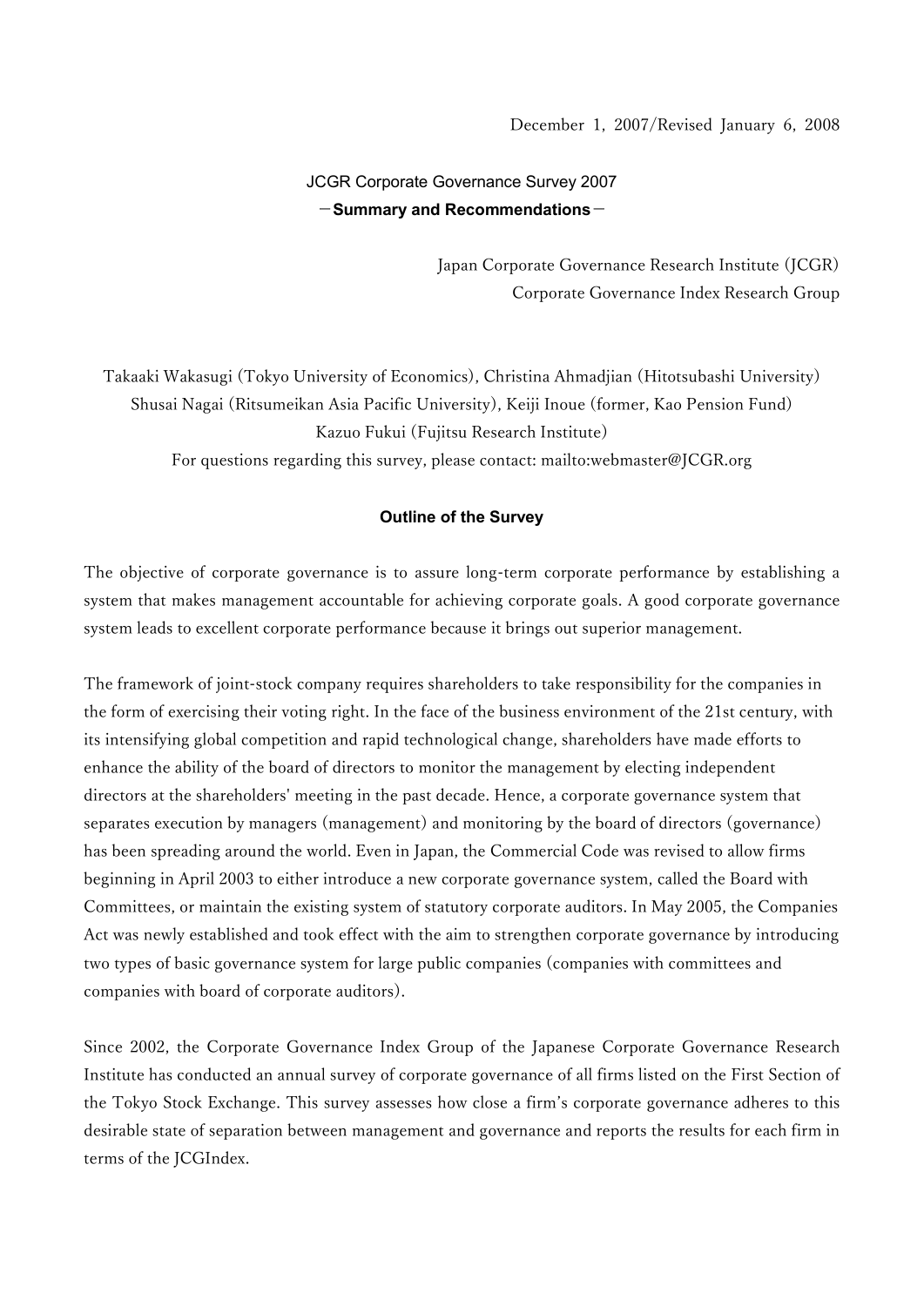December 1, 2007/Revised January 6, 2008

# JCGR Corporate Governance Survey 2007

## －Summary and Recommendations－

Japan Corporate Governance Research Institute (JCGR)
Corporate Governance Index Research Group

Takaaki Wakasugi (Tokyo University of Economics), Christina Ahmadjian (Hitotsubashi University)
Shusai Nagai (Ritsumeikan Asia Pacific University), Keiji Inoue (former, Kao Pension Fund)
Kazuo Fukui (Fujitsu Research Institute)
For questions regarding this survey, please contact: mailto:webmaster@JCGR.org

### Outline of the Survey

The objective of corporate governance is to assure long-term corporate performance by establishing a system that makes management accountable for achieving corporate goals. A good corporate governance system leads to excellent corporate performance because it brings out superior management.

The framework of joint-stock company requires shareholders to take responsibility for the companies in the form of exercising their voting right. In the face of the business environment of the 21st century, with its intensifying global competition and rapid technological change, shareholders have made efforts to enhance the ability of the board of directors to monitor the management by electing independent directors at the shareholders' meeting in the past decade. Hence, a corporate governance system that separates execution by managers (management) and monitoring by the board of directors (governance) has been spreading around the world. Even in Japan, the Commercial Code was revised to allow firms beginning in April 2003 to either introduce a new corporate governance system, called the Board with Committees, or maintain the existing system of statutory corporate auditors. In May 2005, the Companies Act was newly established and took effect with the aim to strengthen corporate governance by introducing two types of basic governance system for large public companies (companies with committees and companies with board of corporate auditors).

Since 2002, the Corporate Governance Index Group of the Japanese Corporate Governance Research Institute has conducted an annual survey of corporate governance of all firms listed on the First Section of the Tokyo Stock Exchange. This survey assesses how close a firm's corporate governance adheres to this desirable state of separation between management and governance and reports the results for each firm in terms of the JCGIndex.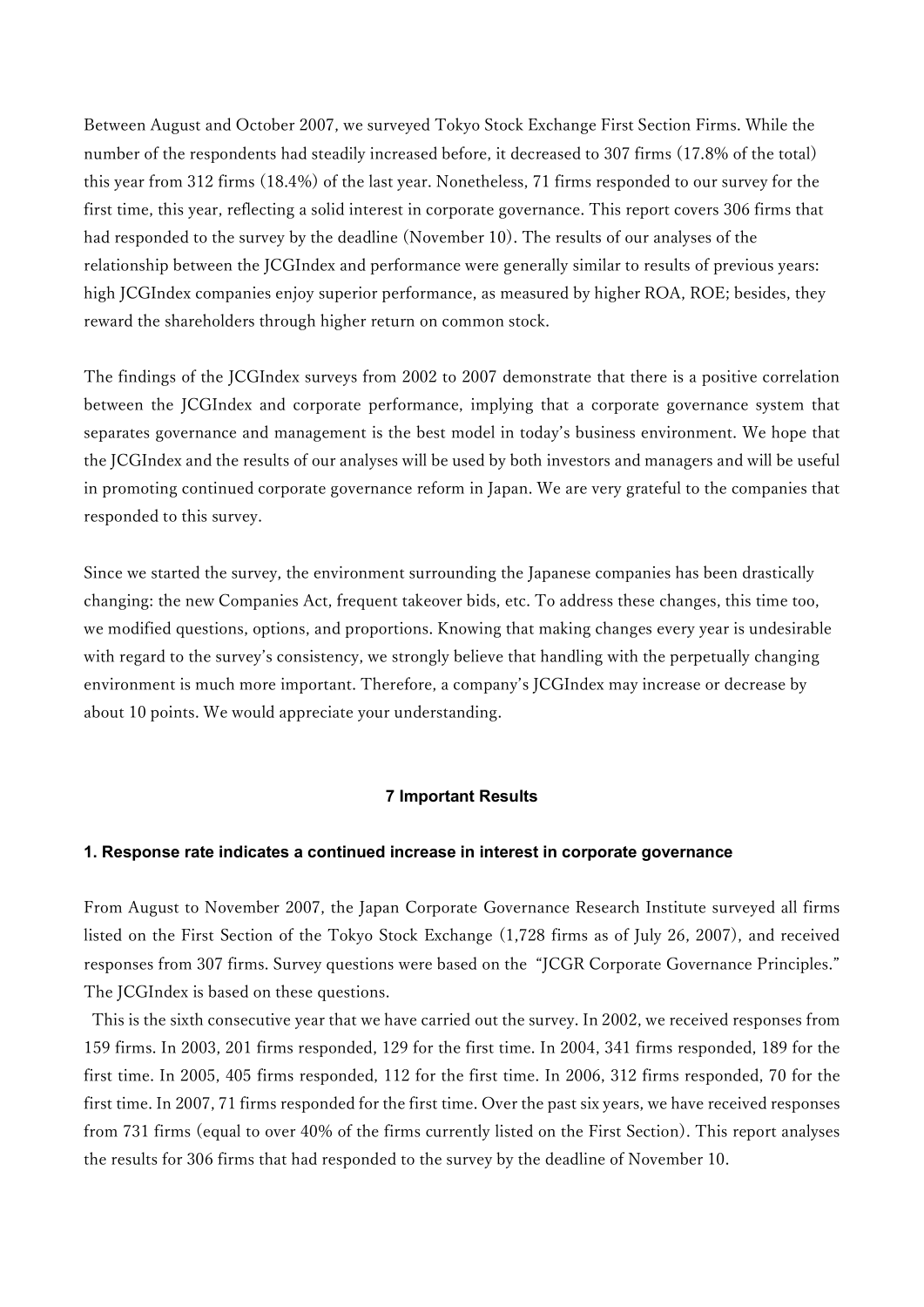Between August and October 2007, we surveyed Tokyo Stock Exchange First Section Firms. While the number of the respondents had steadily increased before, it decreased to 307 firms (17.8% of the total) this year from 312 firms (18.4%) of the last year. Nonetheless, 71 firms responded to our survey for the first time, this year, reflecting a solid interest in corporate governance. This report covers 306 firms that had responded to the survey by the deadline (November 10). The results of our analyses of the relationship between the JCGIndex and performance were generally similar to results of previous years: high JCGIndex companies enjoy superior performance, as measured by higher ROA, ROE; besides, they reward the shareholders through higher return on common stock.

The findings of the JCGIndex surveys from 2002 to 2007 demonstrate that there is a positive correlation between the JCGIndex and corporate performance, implying that a corporate governance system that separates governance and management is the best model in today's business environment. We hope that the JCGIndex and the results of our analyses will be used by both investors and managers and will be useful in promoting continued corporate governance reform in Japan. We are very grateful to the companies that responded to this survey.

Since we started the survey, the environment surrounding the Japanese companies has been drastically changing: the new Companies Act, frequent takeover bids, etc. To address these changes, this time too, we modified questions, options, and proportions. Knowing that making changes every year is undesirable with regard to the survey's consistency, we strongly believe that handling with the perpetually changing environment is much more important. Therefore, a company's JCGIndex may increase or decrease by about 10 points. We would appreciate your understanding.

## 7 Important Results

### 1. Response rate indicates a continued increase in interest in corporate governance

From August to November 2007, the Japan Corporate Governance Research Institute surveyed all firms listed on the First Section of the Tokyo Stock Exchange (1,728 firms as of July 26, 2007), and received responses from 307 firms. Survey questions were based on the "JCGR Corporate Governance Principles." The JCGIndex is based on these questions.

This is the sixth consecutive year that we have carried out the survey. In 2002, we received responses from 159 firms. In 2003, 201 firms responded, 129 for the first time. In 2004, 341 firms responded, 189 for the first time. In 2005, 405 firms responded, 112 for the first time. In 2006, 312 firms responded, 70 for the first time. In 2007, 71 firms responded for the first time. Over the past six years, we have received responses from 731 firms (equal to over 40% of the firms currently listed on the First Section). This report analyses the results for 306 firms that had responded to the survey by the deadline of November 10.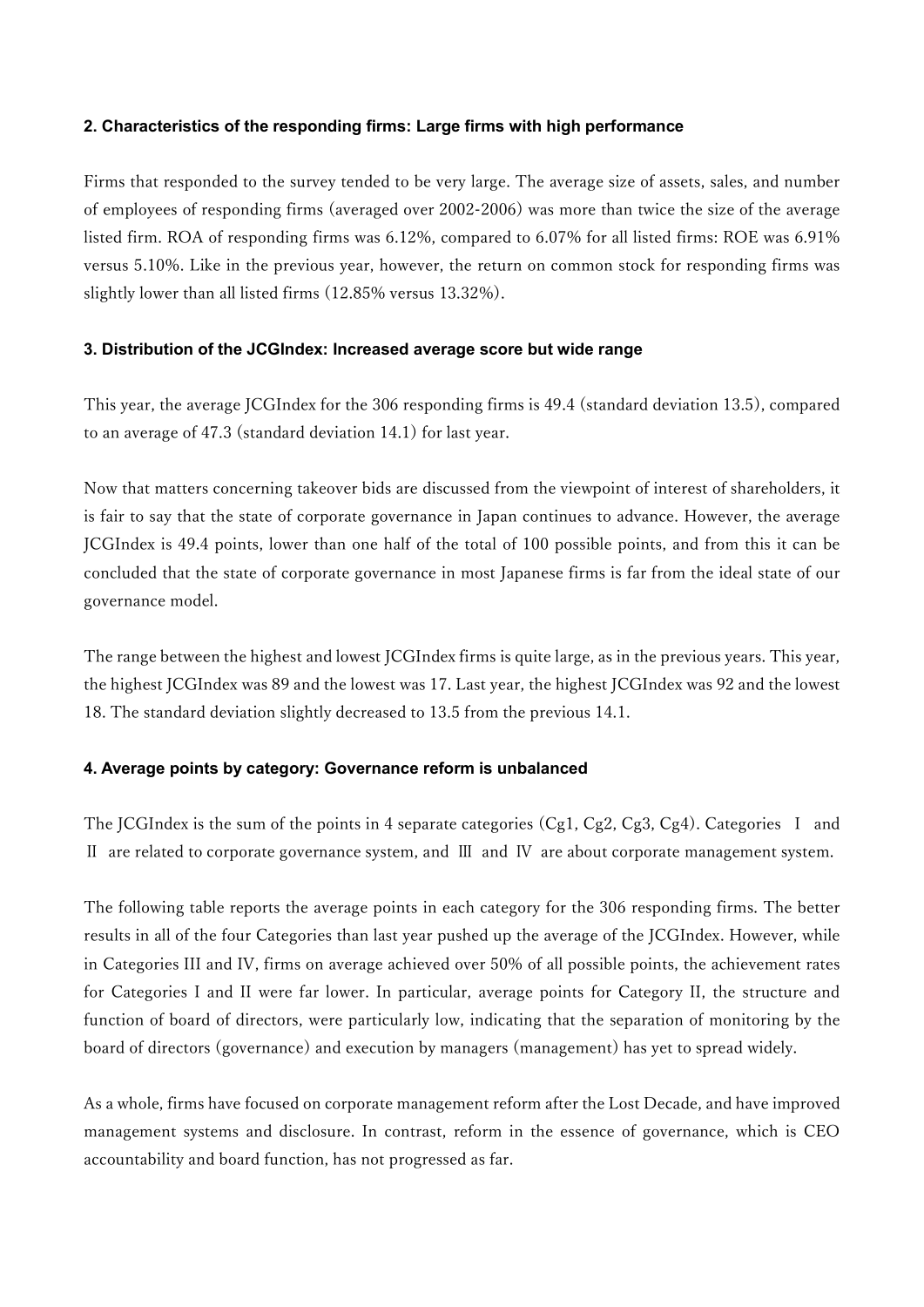### 2. Characteristics of the responding firms: Large firms with high performance

Firms that responded to the survey tended to be very large. The average size of assets, sales, and number of employees of responding firms (averaged over 2002-2006) was more than twice the size of the average listed firm. ROA of responding firms was 6.12%, compared to 6.07% for all listed firms: ROE was 6.91% versus 5.10%. Like in the previous year, however, the return on common stock for responding firms was slightly lower than all listed firms (12.85% versus 13.32%).

### 3. Distribution of the JCGIndex: Increased average score but wide range

This year, the average JCGIndex for the 306 responding firms is 49.4 (standard deviation 13.5), compared to an average of 47.3 (standard deviation 14.1) for last year.

Now that matters concerning takeover bids are discussed from the viewpoint of interest of shareholders, it is fair to say that the state of corporate governance in Japan continues to advance. However, the average JCGIndex is 49.4 points, lower than one half of the total of 100 possible points, and from this it can be concluded that the state of corporate governance in most Japanese firms is far from the ideal state of our governance model.

The range between the highest and lowest JCGIndex firms is quite large, as in the previous years. This year, the highest JCGIndex was 89 and the lowest was 17. Last year, the highest JCGIndex was 92 and the lowest 18. The standard deviation slightly decreased to 13.5 from the previous 14.1.

### 4. Average points by category: Governance reform is unbalanced

The JCGIndex is the sum of the points in 4 separate categories (Cg1, Cg2, Cg3, Cg4). Categories Ⅰ and Ⅱ are related to corporate governance system, and Ⅲ and Ⅳ are about corporate management system.

The following table reports the average points in each category for the 306 responding firms. The better results in all of the four Categories than last year pushed up the average of the JCGIndex. However, while in Categories III and IV, firms on average achieved over 50% of all possible points, the achievement rates for Categories I and II were far lower. In particular, average points for Category II, the structure and function of board of directors, were particularly low, indicating that the separation of monitoring by the board of directors (governance) and execution by managers (management) has yet to spread widely.

As a whole, firms have focused on corporate management reform after the Lost Decade, and have improved management systems and disclosure. In contrast, reform in the essence of governance, which is CEO accountability and board function, has not progressed as far.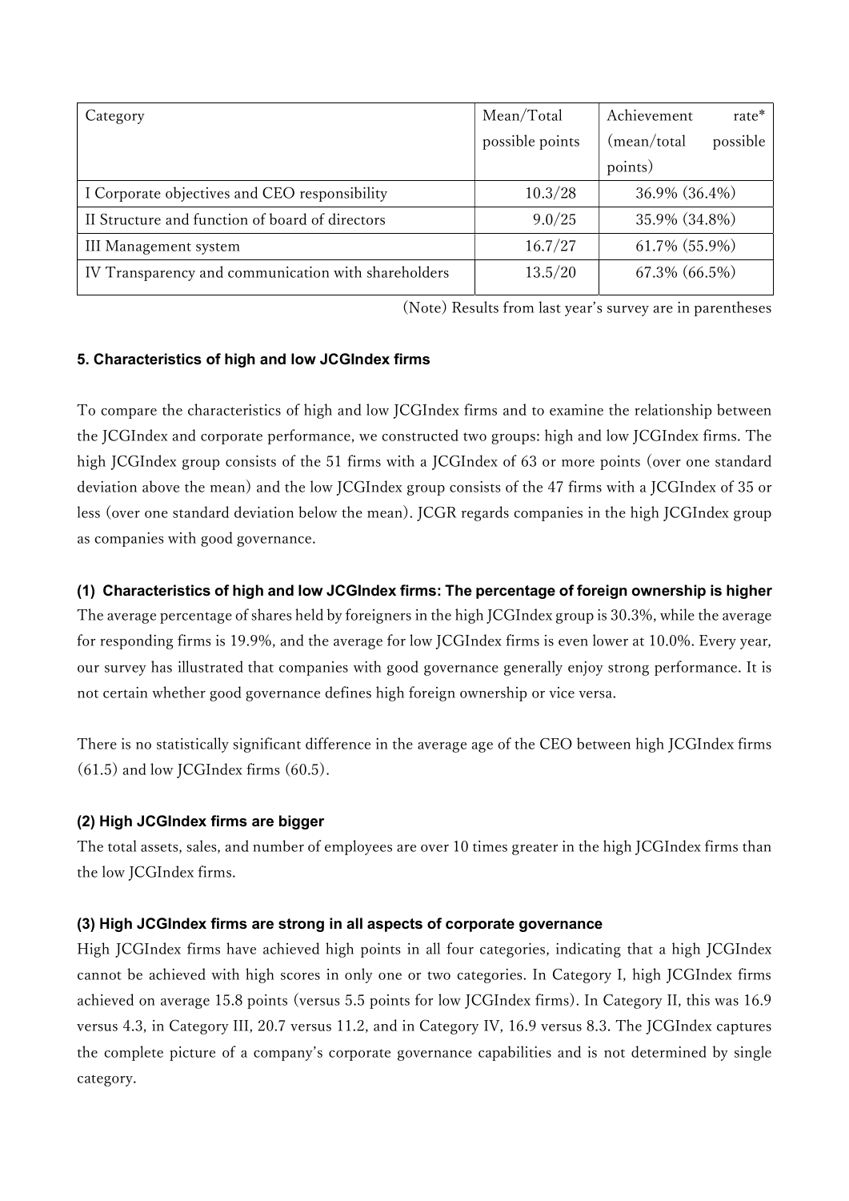| Category | Mean/Total possible points | Achievement rate* (mean/total possible points) |
|---|---|---|
| I Corporate objectives and CEO responsibility | 10.3/28 | 36.9% (36.4%) |
| II Structure and function of board of directors | 9.0/25 | 35.9% (34.8%) |
| III Management system | 16.7/27 | 61.7% (55.9%) |
| IV Transparency and communication with shareholders | 13.5/20 | 67.3% (66.5%) |

(Note) Results from last year's survey are in parentheses

### 5. Characteristics of high and low JCGIndex firms

To compare the characteristics of high and low JCGIndex firms and to examine the relationship between the JCGIndex and corporate performance, we constructed two groups: high and low JCGIndex firms. The high JCGIndex group consists of the 51 firms with a JCGIndex of 63 or more points (over one standard deviation above the mean) and the low JCGIndex group consists of the 47 firms with a JCGIndex of 35 or less (over one standard deviation below the mean). JCGR regards companies in the high JCGIndex group as companies with good governance.

#### (1) Characteristics of high and low JCGIndex firms: The percentage of foreign ownership is higher

The average percentage of shares held by foreigners in the high JCGIndex group is 30.3%, while the average for responding firms is 19.9%, and the average for low JCGIndex firms is even lower at 10.0%. Every year, our survey has illustrated that companies with good governance generally enjoy strong performance. It is not certain whether good governance defines high foreign ownership or vice versa.

There is no statistically significant difference in the average age of the CEO between high JCGIndex firms (61.5) and low JCGIndex firms (60.5).

#### (2) High JCGIndex firms are bigger

The total assets, sales, and number of employees are over 10 times greater in the high JCGIndex firms than the low JCGIndex firms.

#### (3) High JCGIndex firms are strong in all aspects of corporate governance

High JCGIndex firms have achieved high points in all four categories, indicating that a high JCGIndex cannot be achieved with high scores in only one or two categories. In Category I, high JCGIndex firms achieved on average 15.8 points (versus 5.5 points for low JCGIndex firms). In Category II, this was 16.9 versus 4.3, in Category III, 20.7 versus 11.2, and in Category IV, 16.9 versus 8.3. The JCGIndex captures the complete picture of a company's corporate governance capabilities and is not determined by single category.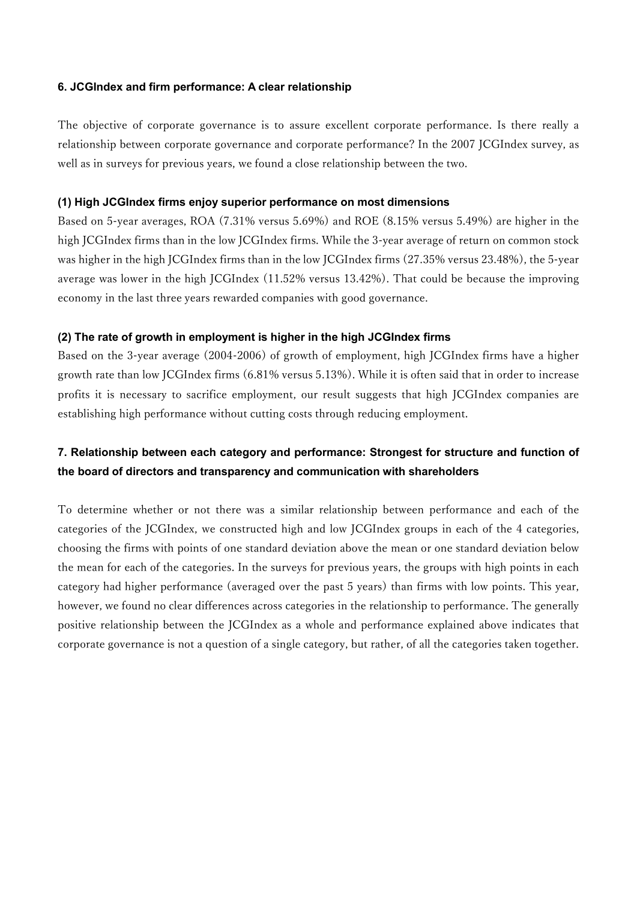## 6. JCGIndex and firm performance: A clear relationship

The objective of corporate governance is to assure excellent corporate performance. Is there really a relationship between corporate governance and corporate performance? In the 2007 JCGIndex survey, as well as in surveys for previous years, we found a close relationship between the two.

### (1) High JCGIndex firms enjoy superior performance on most dimensions

Based on 5-year averages, ROA (7.31% versus 5.69%) and ROE (8.15% versus 5.49%) are higher in the high JCGIndex firms than in the low JCGIndex firms. While the 3-year average of return on common stock was higher in the high JCGIndex firms than in the low JCGIndex firms (27.35% versus 23.48%), the 5-year average was lower in the high JCGIndex (11.52% versus 13.42%). That could be because the improving economy in the last three years rewarded companies with good governance.

### (2) The rate of growth in employment is higher in the high JCGIndex firms

Based on the 3-year average (2004-2006) of growth of employment, high JCGIndex firms have a higher growth rate than low JCGIndex firms (6.81% versus 5.13%). While it is often said that in order to increase profits it is necessary to sacrifice employment, our result suggests that high JCGIndex companies are establishing high performance without cutting costs through reducing employment.

## 7. Relationship between each category and performance: Strongest for structure and function of the board of directors and transparency and communication with shareholders

To determine whether or not there was a similar relationship between performance and each of the categories of the JCGIndex, we constructed high and low JCGIndex groups in each of the 4 categories, choosing the firms with points of one standard deviation above the mean or one standard deviation below the mean for each of the categories. In the surveys for previous years, the groups with high points in each category had higher performance (averaged over the past 5 years) than firms with low points. This year, however, we found no clear differences across categories in the relationship to performance. The generally positive relationship between the JCGIndex as a whole and performance explained above indicates that corporate governance is not a question of a single category, but rather, of all the categories taken together.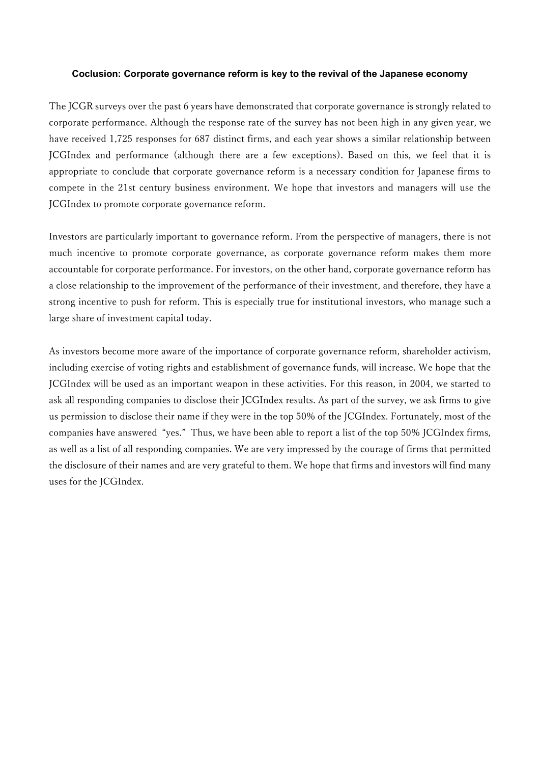## Coclusion: Corporate governance reform is key to the revival of the Japanese economy

The JCGR surveys over the past 6 years have demonstrated that corporate governance is strongly related to corporate performance. Although the response rate of the survey has not been high in any given year, we have received 1,725 responses for 687 distinct firms, and each year shows a similar relationship between JCGIndex and performance (although there are a few exceptions). Based on this, we feel that it is appropriate to conclude that corporate governance reform is a necessary condition for Japanese firms to compete in the 21st century business environment. We hope that investors and managers will use the JCGIndex to promote corporate governance reform.

Investors are particularly important to governance reform. From the perspective of managers, there is not much incentive to promote corporate governance, as corporate governance reform makes them more accountable for corporate performance. For investors, on the other hand, corporate governance reform has a close relationship to the improvement of the performance of their investment, and therefore, they have a strong incentive to push for reform. This is especially true for institutional investors, who manage such a large share of investment capital today.

As investors become more aware of the importance of corporate governance reform, shareholder activism, including exercise of voting rights and establishment of governance funds, will increase. We hope that the JCGIndex will be used as an important weapon in these activities. For this reason, in 2004, we started to ask all responding companies to disclose their JCGIndex results. As part of the survey, we ask firms to give us permission to disclose their name if they were in the top 50% of the JCGIndex. Fortunately, most of the companies have answered "yes." Thus, we have been able to report a list of the top 50% JCGIndex firms, as well as a list of all responding companies. We are very impressed by the courage of firms that permitted the disclosure of their names and are very grateful to them. We hope that firms and investors will find many uses for the JCGIndex.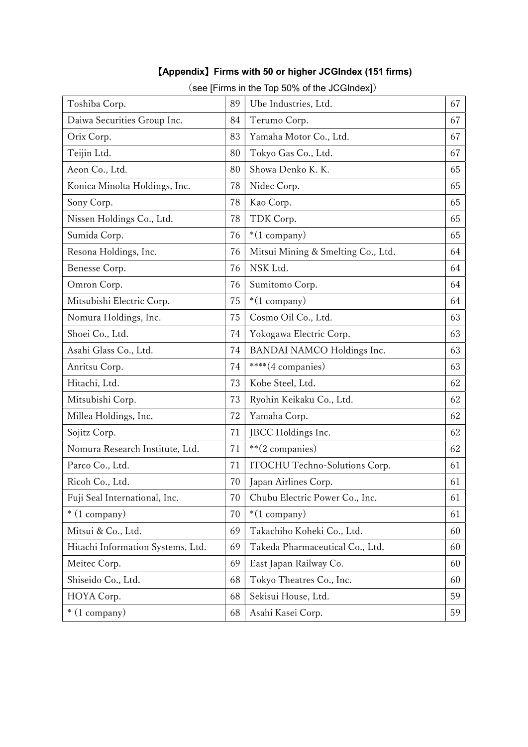## 【Appendix】Firms with 50 or higher JCGIndex (151 firms)

（see [Firms in the Top 50% of the JCGIndex]）

| | | | |
|---|---|---|---|
| Toshiba Corp. | 89 | Ube Industries, Ltd. | 67 |
| Daiwa Securities Group Inc. | 84 | Terumo Corp. | 67 |
| Orix Corp. | 83 | Yamaha Motor Co., Ltd. | 67 |
| Teijin Ltd. | 80 | Tokyo Gas Co., Ltd. | 67 |
| Aeon Co., Ltd. | 80 | Showa Denko K. K. | 65 |
| Konica Minolta Holdings, Inc. | 78 | Nidec Corp. | 65 |
| Sony Corp. | 78 | Kao Corp. | 65 |
| Nissen Holdings Co., Ltd. | 78 | TDK Corp. | 65 |
| Sumida Corp. | 76 | *(1 company) | 65 |
| Resona Holdings, Inc. | 76 | Mitsui Mining & Smelting Co., Ltd. | 64 |
| Benesse Corp. | 76 | NSK Ltd. | 64 |
| Omron Corp. | 76 | Sumitomo Corp. | 64 |
| Mitsubishi Electric Corp. | 75 | *(1 company) | 64 |
| Nomura Holdings, Inc. | 75 | Cosmo Oil Co., Ltd. | 63 |
| Shoei Co., Ltd. | 74 | Yokogawa Electric Corp. | 63 |
| Asahi Glass Co., Ltd. | 74 | BANDAI NAMCO Holdings Inc. | 63 |
| Anritsu Corp. | 74 | ****(4 companies) | 63 |
| Hitachi, Ltd. | 73 | Kobe Steel, Ltd. | 62 |
| Mitsubishi Corp. | 73 | Ryohin Keikaku Co., Ltd. | 62 |
| Millea Holdings, Inc. | 72 | Yamaha Corp. | 62 |
| Sojitz Corp. | 71 | JBCC Holdings Inc. | 62 |
| Nomura Research Institute, Ltd. | 71 | **(2 companies) | 62 |
| Parco Co., Ltd. | 71 | ITOCHU Techno-Solutions Corp. | 61 |
| Ricoh Co., Ltd. | 70 | Japan Airlines Corp. | 61 |
| Fuji Seal International, Inc. | 70 | Chubu Electric Power Co., Inc. | 61 |
| * (1 company) | 70 | *(1 company) | 61 |
| Mitsui & Co., Ltd. | 69 | Takachiho Koheki Co., Ltd. | 60 |
| Hitachi Information Systems, Ltd. | 69 | Takeda Pharmaceutical Co., Ltd. | 60 |
| Meitec Corp. | 69 | East Japan Railway Co. | 60 |
| Shiseido Co., Ltd. | 68 | Tokyo Theatres Co., Inc. | 60 |
| HOYA Corp. | 68 | Sekisui House, Ltd. | 59 |
| * (1 company) | 68 | Asahi Kasei Corp. | 59 |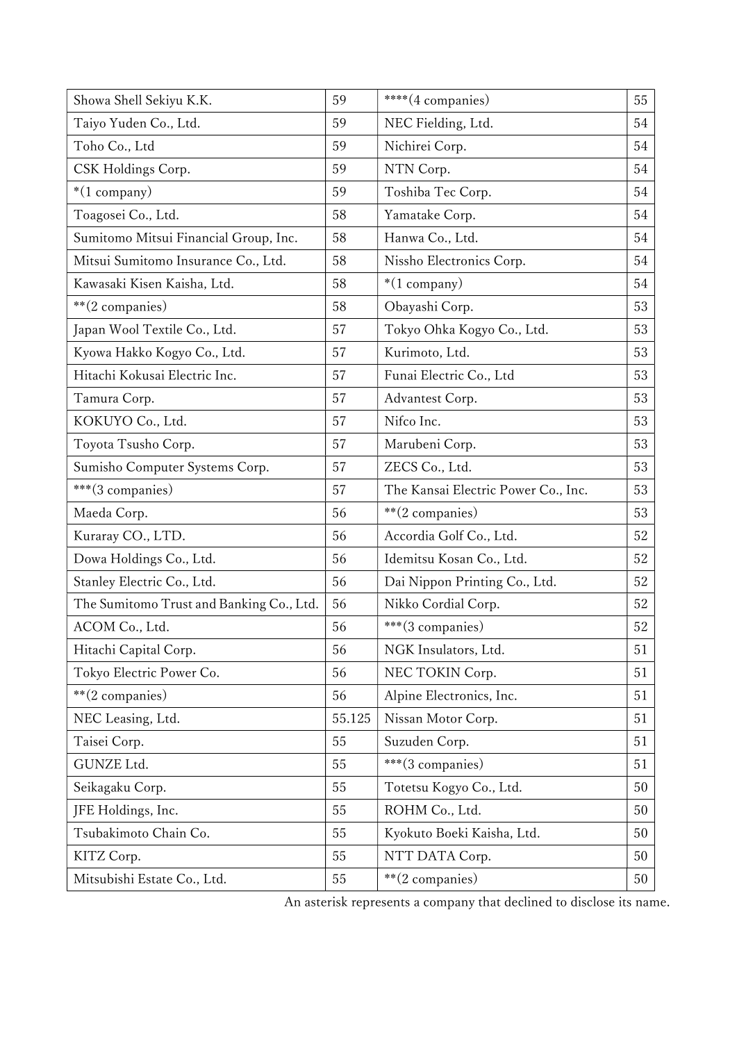| | | | |
|---|---|---|---|
| Showa Shell Sekiyu K.K. | 59 | ****(4 companies) | 55 |
| Taiyo Yuden Co., Ltd. | 59 | NEC Fielding, Ltd. | 54 |
| Toho Co., Ltd | 59 | Nichirei Corp. | 54 |
| CSK Holdings Corp. | 59 | NTN Corp. | 54 |
| *(1 company) | 59 | Toshiba Tec Corp. | 54 |
| Toagosei Co., Ltd. | 58 | Yamatake Corp. | 54 |
| Sumitomo Mitsui Financial Group, Inc. | 58 | Hanwa Co., Ltd. | 54 |
| Mitsui Sumitomo Insurance Co., Ltd. | 58 | Nissho Electronics Corp. | 54 |
| Kawasaki Kisen Kaisha, Ltd. | 58 | *(1 company) | 54 |
| **(2 companies) | 58 | Obayashi Corp. | 53 |
| Japan Wool Textile Co., Ltd. | 57 | Tokyo Ohka Kogyo Co., Ltd. | 53 |
| Kyowa Hakko Kogyo Co., Ltd. | 57 | Kurimoto, Ltd. | 53 |
| Hitachi Kokusai Electric Inc. | 57 | Funai Electric Co., Ltd | 53 |
| Tamura Corp. | 57 | Advantest Corp. | 53 |
| KOKUYO Co., Ltd. | 57 | Nifco Inc. | 53 |
| Toyota Tsusho Corp. | 57 | Marubeni Corp. | 53 |
| Sumisho Computer Systems Corp. | 57 | ZECS Co., Ltd. | 53 |
| ***(3 companies) | 57 | The Kansai Electric Power Co., Inc. | 53 |
| Maeda Corp. | 56 | **(2 companies) | 53 |
| Kuraray CO., LTD. | 56 | Accordia Golf Co., Ltd. | 52 |
| Dowa Holdings Co., Ltd. | 56 | Idemitsu Kosan Co., Ltd. | 52 |
| Stanley Electric Co., Ltd. | 56 | Dai Nippon Printing Co., Ltd. | 52 |
| The Sumitomo Trust and Banking Co., Ltd. | 56 | Nikko Cordial Corp. | 52 |
| ACOM Co., Ltd. | 56 | ***(3 companies) | 52 |
| Hitachi Capital Corp. | 56 | NGK Insulators, Ltd. | 51 |
| Tokyo Electric Power Co. | 56 | NEC TOKIN Corp. | 51 |
| **(2 companies) | 56 | Alpine Electronics, Inc. | 51 |
| NEC Leasing, Ltd. | 55.125 | Nissan Motor Corp. | 51 |
| Taisei Corp. | 55 | Suzuden Corp. | 51 |
| GUNZE Ltd. | 55 | ***(3 companies) | 51 |
| Seikagaku Corp. | 55 | Totetsu Kogyo Co., Ltd. | 50 |
| JFE Holdings, Inc. | 55 | ROHM Co., Ltd. | 50 |
| Tsubakimoto Chain Co. | 55 | Kyokuto Boeki Kaisha, Ltd. | 50 |
| KITZ Corp. | 55 | NTT DATA Corp. | 50 |
| Mitsubishi Estate Co., Ltd. | 55 | **(2 companies) | 50 |

An asterisk represents a company that declined to disclose its name.